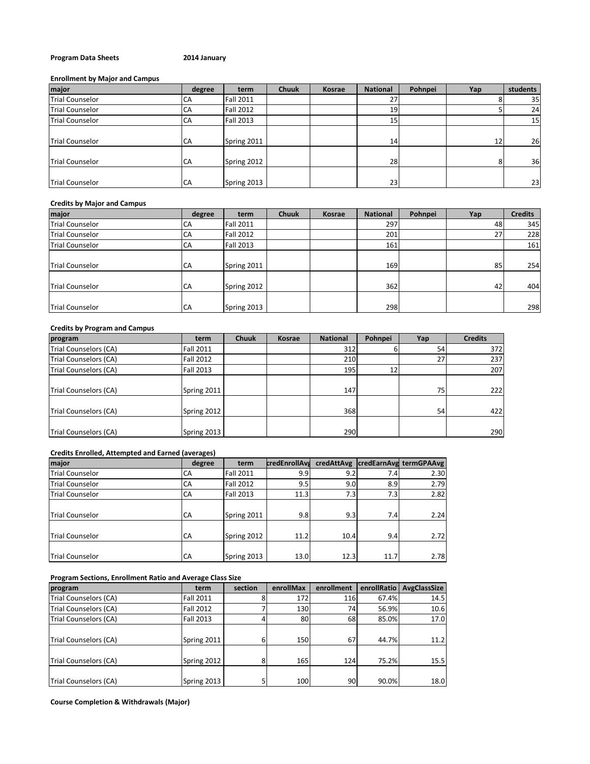**Program Data Sheets** **2014 January**

**Enrollment by Major and Campus**

| major | degree | term | Chuuk | Kosrae | National | Pohnpei | Yap | students |
|---|---|---|---|---|---|---|---|---|
| Trial Counselor | CA | Fall 2011 | | | 27 | | 8 | 35 |
| Trial Counselor | CA | Fall 2012 | | | 19 | | 5 | 24 |
| Trial Counselor | CA | Fall 2013 | | | 15 | | | 15 |
| Trial Counselor | CA | Spring 2011 | | | 14 | | 12 | 26 |
| Trial Counselor | CA | Spring 2012 | | | 28 | | 8 | 36 |
| Trial Counselor | CA | Spring 2013 | | | 23 | | | 23 |

**Credits by Major and Campus**

| major | degree | term | Chuuk | Kosrae | National | Pohnpei | Yap | Credits |
|---|---|---|---|---|---|---|---|---|
| Trial Counselor | CA | Fall 2011 | | | 297 | | 48 | 345 |
| Trial Counselor | CA | Fall 2012 | | | 201 | | 27 | 228 |
| Trial Counselor | CA | Fall 2013 | | | 161 | | | 161 |
| Trial Counselor | CA | Spring 2011 | | | 169 | | 85 | 254 |
| Trial Counselor | CA | Spring 2012 | | | 362 | | 42 | 404 |
| Trial Counselor | CA | Spring 2013 | | | 298 | | | 298 |

**Credits by Program and Campus**

| program | term | Chuuk | Kosrae | National | Pohnpei | Yap | Credits |
|---|---|---|---|---|---|---|---|
| Trial Counselors (CA) | Fall 2011 | | | 312 | 6 | 54 | 372 |
| Trial Counselors (CA) | Fall 2012 | | | 210 | | 27 | 237 |
| Trial Counselors (CA) | Fall 2013 | | | 195 | 12 | | 207 |
| Trial Counselors (CA) | Spring 2011 | | | 147 | | 75 | 222 |
| Trial Counselors (CA) | Spring 2012 | | | 368 | | 54 | 422 |
| Trial Counselors (CA) | Spring 2013 | | | 290 | | | 290 |

**Credits Enrolled, Attempted and Earned (averages)**

| major | degree | term | credEnrollAvg | credAttAvg | credEarnAvg | termGPAAvg |
|---|---|---|---|---|---|---|
| Trial Counselor | CA | Fall 2011 | 9.9 | 9.2 | 7.4 | 2.30 |
| Trial Counselor | CA | Fall 2012 | 9.5 | 9.0 | 8.9 | 2.79 |
| Trial Counselor | CA | Fall 2013 | 11.3 | 7.3 | 7.3 | 2.82 |
| Trial Counselor | CA | Spring 2011 | 9.8 | 9.3 | 7.4 | 2.24 |
| Trial Counselor | CA | Spring 2012 | 11.2 | 10.4 | 9.4 | 2.72 |
| Trial Counselor | CA | Spring 2013 | 13.0 | 12.3 | 11.7 | 2.78 |

**Program Sections, Enrollment Ratio and Average Class Size**

| program | term | section | enrollMax | enrollment | enrollRatio | AvgClassSize |
|---|---|---|---|---|---|---|
| Trial Counselors (CA) | Fall 2011 | 8 | 172 | 116 | 67.4% | 14.5 |
| Trial Counselors (CA) | Fall 2012 | 7 | 130 | 74 | 56.9% | 10.6 |
| Trial Counselors (CA) | Fall 2013 | 4 | 80 | 68 | 85.0% | 17.0 |
| Trial Counselors (CA) | Spring 2011 | 6 | 150 | 67 | 44.7% | 11.2 |
| Trial Counselors (CA) | Spring 2012 | 8 | 165 | 124 | 75.2% | 15.5 |
| Trial Counselors (CA) | Spring 2013 | 5 | 100 | 90 | 90.0% | 18.0 |

**Course Completion & Withdrawals (Major)**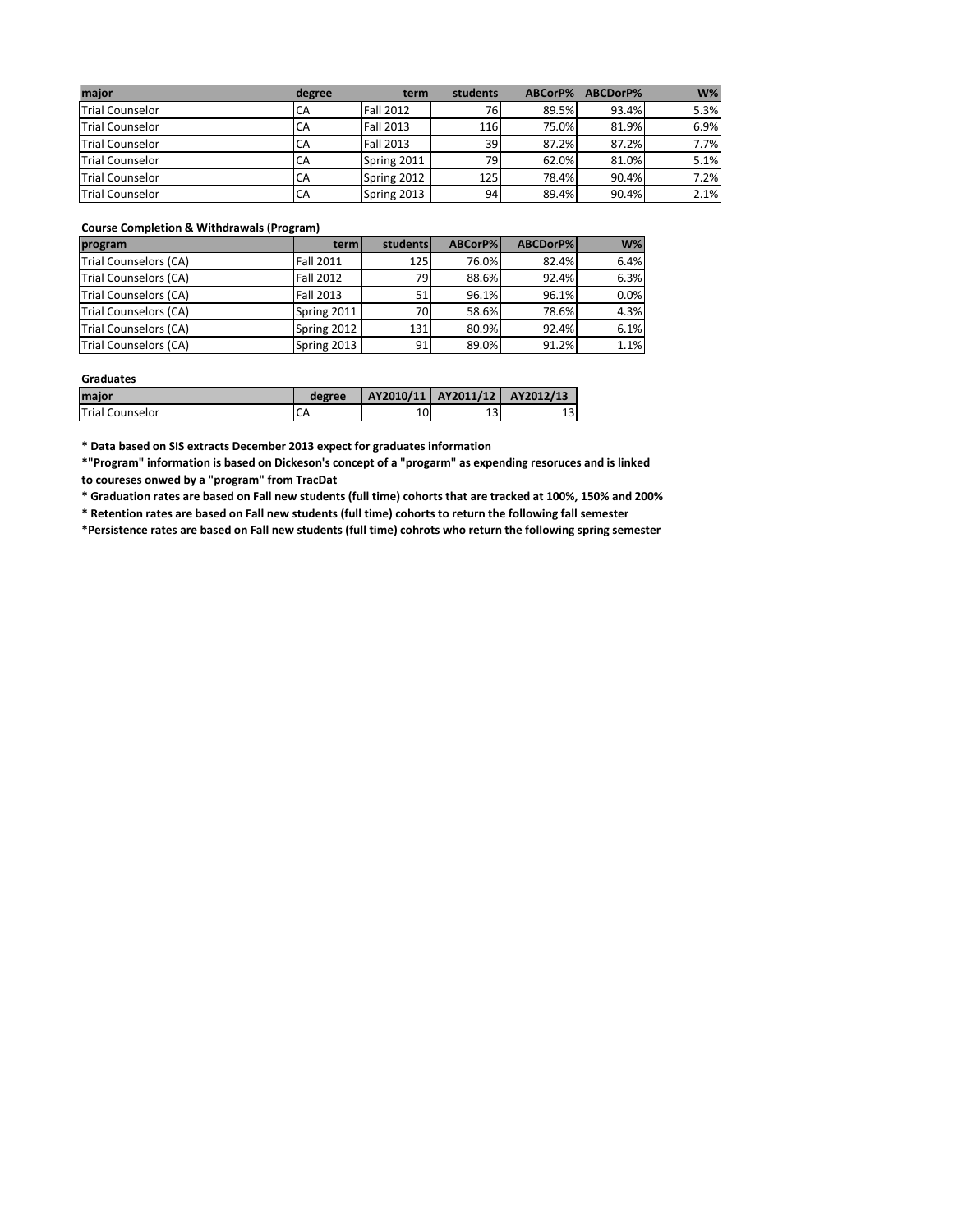| major | degree | term | students | ABCorP% | ABCDorP% | W% |
|---|---|---|---|---|---|---|
| Trial Counselor | CA | Fall 2012 | 76 | 89.5% | 93.4% | 5.3% |
| Trial Counselor | CA | Fall 2013 | 116 | 75.0% | 81.9% | 6.9% |
| Trial Counselor | CA | Fall 2013 | 39 | 87.2% | 87.2% | 7.7% |
| Trial Counselor | CA | Spring 2011 | 79 | 62.0% | 81.0% | 5.1% |
| Trial Counselor | CA | Spring 2012 | 125 | 78.4% | 90.4% | 7.2% |
| Trial Counselor | CA | Spring 2013 | 94 | 89.4% | 90.4% | 2.1% |

**Course Completion & Withdrawals (Program)**

| program | term | students | ABCorP% | ABCDorP% | W% |
|---|---|---|---|---|---|
| Trial Counselors (CA) | Fall 2011 | 125 | 76.0% | 82.4% | 6.4% |
| Trial Counselors (CA) | Fall 2012 | 79 | 88.6% | 92.4% | 6.3% |
| Trial Counselors (CA) | Fall 2013 | 51 | 96.1% | 96.1% | 0.0% |
| Trial Counselors (CA) | Spring 2011 | 70 | 58.6% | 78.6% | 4.3% |
| Trial Counselors (CA) | Spring 2012 | 131 | 80.9% | 92.4% | 6.1% |
| Trial Counselors (CA) | Spring 2013 | 91 | 89.0% | 91.2% | 1.1% |

**Graduates**

| major | degree | AY2010/11 | AY2011/12 | AY2012/13 |
|---|---|---|---|---|
| Trial Counselor | CA | 10 | 13 | 13 |

**\* Data based on SIS extracts December 2013 expect for graduates information**

**\*"Program" information is based on Dickeson's concept of a "progarm" as expending resoruces and is linked to coureses onwed by a "program" from TracDat**

**\* Graduation rates are based on Fall new students (full time) cohorts that are tracked at 100%, 150% and 200%**

**\* Retention rates are based on Fall new students (full time) cohorts to return the following fall semester**

**\*Persistence rates are based on Fall new students (full time) cohrots who return the following spring semester**